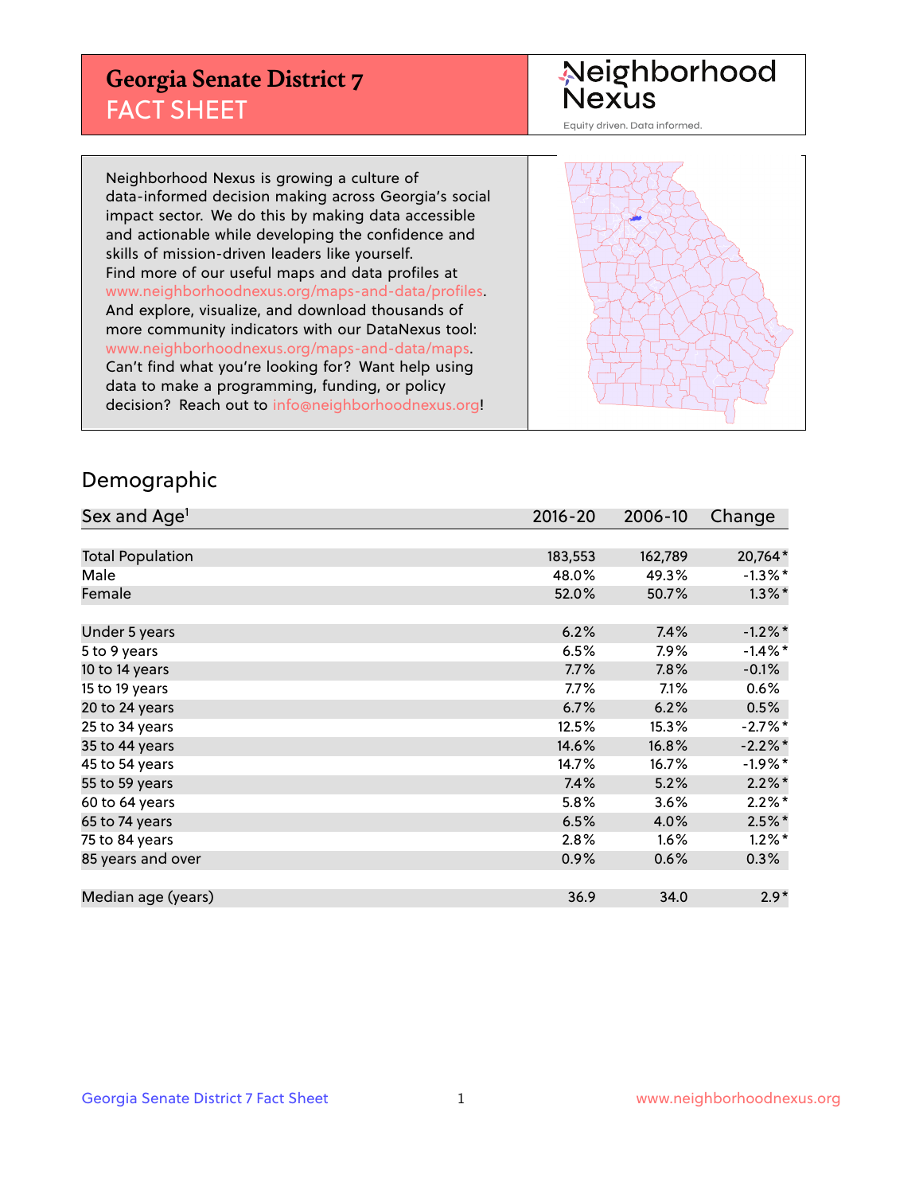# Georgia Senate District 7
## FACT SHEET

Neighborhood Nexus

Equity driven. Data informed.

Neighborhood Nexus is growing a culture of data-informed decision making across Georgia's social impact sector. We do this by making data accessible and actionable while developing the confidence and skills of mission-driven leaders like yourself. Find more of our useful maps and data profiles at www.neighborhoodnexus.org/maps-and-data/profiles. And explore, visualize, and download thousands of more community indicators with our DataNexus tool: www.neighborhoodnexus.org/maps-and-data/maps. Can't find what you're looking for? Want help using data to make a programming, funding, or policy decision? Reach out to info@neighborhoodnexus.org!

## Demographic

| Sex and Age[1] | 2016-20 | 2006-10 | Change |
|---|---|---|---|
| Total Population | 183,553 | 162,789 | 20,764* |
| Male | 48.0% | 49.3% | -1.3%* |
| Female | 52.0% | 50.7% | 1.3%* |
| | | | |
| Under 5 years | 6.2% | 7.4% | -1.2%* |
| 5 to 9 years | 6.5% | 7.9% | -1.4%* |
| 10 to 14 years | 7.7% | 7.8% | -0.1% |
| 15 to 19 years | 7.7% | 7.1% | 0.6% |
| 20 to 24 years | 6.7% | 6.2% | 0.5% |
| 25 to 34 years | 12.5% | 15.3% | -2.7%* |
| 35 to 44 years | 14.6% | 16.8% | -2.2%* |
| 45 to 54 years | 14.7% | 16.7% | -1.9%* |
| 55 to 59 years | 7.4% | 5.2% | 2.2%* |
| 60 to 64 years | 5.8% | 3.6% | 2.2%* |
| 65 to 74 years | 6.5% | 4.0% | 2.5%* |
| 75 to 84 years | 2.8% | 1.6% | 1.2%* |
| 85 years and over | 0.9% | 0.6% | 0.3% |
| | | | |
| Median age (years) | 36.9 | 34.0 | 2.9* |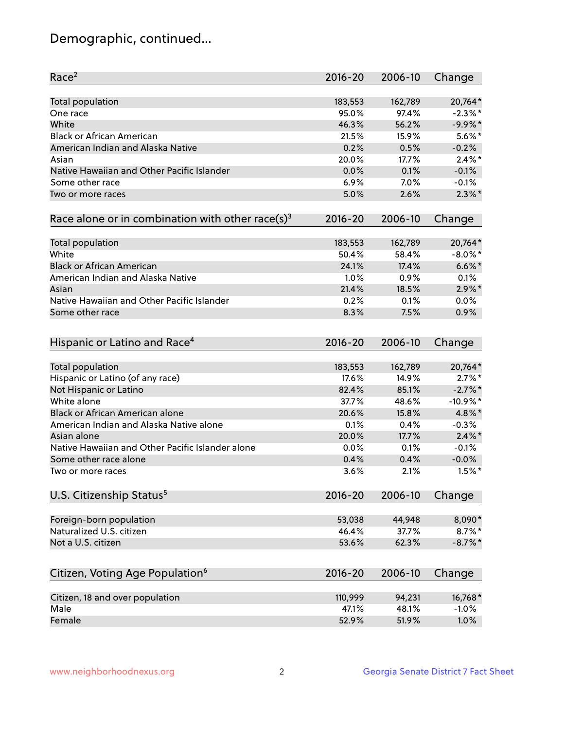# Demographic, continued...

| Race[2] | 2016-20 | 2006-10 | Change |
|---|---|---|---|
| Total population | 183,553 | 162,789 | 20,764* |
| One race | 95.0% | 97.4% | -2.3%* |
| White | 46.3% | 56.2% | -9.9%* |
| Black or African American | 21.5% | 15.9% | 5.6%* |
| American Indian and Alaska Native | 0.2% | 0.5% | -0.2% |
| Asian | 20.0% | 17.7% | 2.4%* |
| Native Hawaiian and Other Pacific Islander | 0.0% | 0.1% | -0.1% |
| Some other race | 6.9% | 7.0% | -0.1% |
| Two or more races | 5.0% | 2.6% | 2.3%* |

| Race alone or in combination with other race(s)[3] | 2016-20 | 2006-10 | Change |
|---|---|---|---|
| Total population | 183,553 | 162,789 | 20,764* |
| White | 50.4% | 58.4% | -8.0%* |
| Black or African American | 24.1% | 17.4% | 6.6%* |
| American Indian and Alaska Native | 1.0% | 0.9% | 0.1% |
| Asian | 21.4% | 18.5% | 2.9%* |
| Native Hawaiian and Other Pacific Islander | 0.2% | 0.1% | 0.0% |
| Some other race | 8.3% | 7.5% | 0.9% |

| Hispanic or Latino and Race[4] | 2016-20 | 2006-10 | Change |
|---|---|---|---|
| Total population | 183,553 | 162,789 | 20,764* |
| Hispanic or Latino (of any race) | 17.6% | 14.9% | 2.7%* |
| Not Hispanic or Latino | 82.4% | 85.1% | -2.7%* |
| White alone | 37.7% | 48.6% | -10.9%* |
| Black or African American alone | 20.6% | 15.8% | 4.8%* |
| American Indian and Alaska Native alone | 0.1% | 0.4% | -0.3% |
| Asian alone | 20.0% | 17.7% | 2.4%* |
| Native Hawaiian and Other Pacific Islander alone | 0.0% | 0.1% | -0.1% |
| Some other race alone | 0.4% | 0.4% | -0.0% |
| Two or more races | 3.6% | 2.1% | 1.5%* |

| U.S. Citizenship Status[5] | 2016-20 | 2006-10 | Change |
|---|---|---|---|
| Foreign-born population | 53,038 | 44,948 | 8,090* |
| Naturalized U.S. citizen | 46.4% | 37.7% | 8.7%* |
| Not a U.S. citizen | 53.6% | 62.3% | -8.7%* |

| Citizen, Voting Age Population[6] | 2016-20 | 2006-10 | Change |
|---|---|---|---|
| Citizen, 18 and over population | 110,999 | 94,231 | 16,768* |
| Male | 47.1% | 48.1% | -1.0% |
| Female | 52.9% | 51.9% | 1.0% |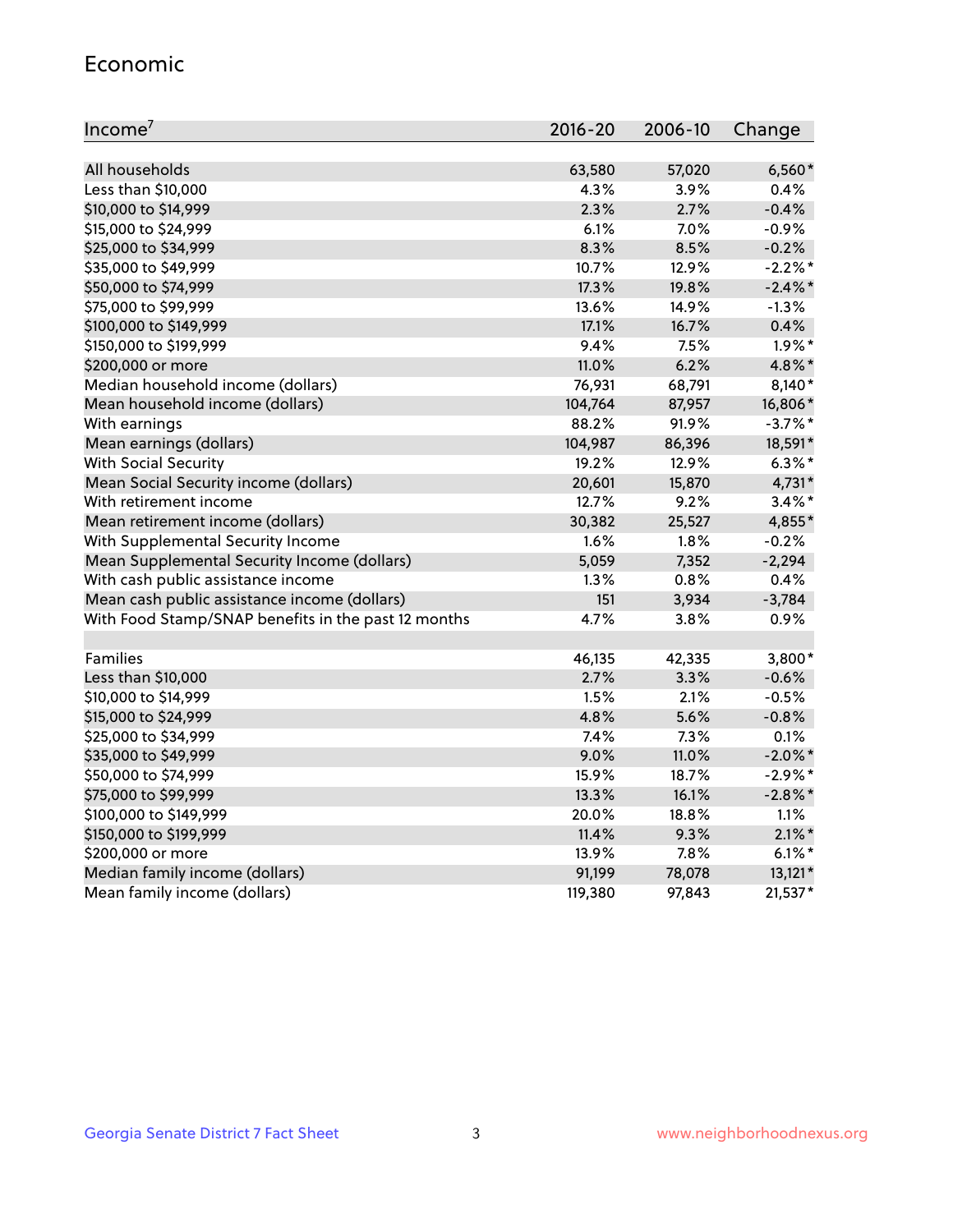## Economic

| Income[7] | 2016-20 | 2006-10 | Change |
|---|---|---|---|
| All households | 63,580 | 57,020 | 6,560* |
| Less than $10,000 | 4.3% | 3.9% | 0.4% |
| $10,000 to $14,999 | 2.3% | 2.7% | -0.4% |
| $15,000 to $24,999 | 6.1% | 7.0% | -0.9% |
| $25,000 to $34,999 | 8.3% | 8.5% | -0.2% |
| $35,000 to $49,999 | 10.7% | 12.9% | -2.2%* |
| $50,000 to $74,999 | 17.3% | 19.8% | -2.4%* |
| $75,000 to $99,999 | 13.6% | 14.9% | -1.3% |
| $100,000 to $149,999 | 17.1% | 16.7% | 0.4% |
| $150,000 to $199,999 | 9.4% | 7.5% | 1.9%* |
| $200,000 or more | 11.0% | 6.2% | 4.8%* |
| Median household income (dollars) | 76,931 | 68,791 | 8,140* |
| Mean household income (dollars) | 104,764 | 87,957 | 16,806* |
| With earnings | 88.2% | 91.9% | -3.7%* |
| Mean earnings (dollars) | 104,987 | 86,396 | 18,591* |
| With Social Security | 19.2% | 12.9% | 6.3%* |
| Mean Social Security income (dollars) | 20,601 | 15,870 | 4,731* |
| With retirement income | 12.7% | 9.2% | 3.4%* |
| Mean retirement income (dollars) | 30,382 | 25,527 | 4,855* |
| With Supplemental Security Income | 1.6% | 1.8% | -0.2% |
| Mean Supplemental Security Income (dollars) | 5,059 | 7,352 | -2,294 |
| With cash public assistance income | 1.3% | 0.8% | 0.4% |
| Mean cash public assistance income (dollars) | 151 | 3,934 | -3,784 |
| With Food Stamp/SNAP benefits in the past 12 months | 4.7% | 3.8% | 0.9% |
| | | | |
| Families | 46,135 | 42,335 | 3,800* |
| Less than $10,000 | 2.7% | 3.3% | -0.6% |
| $10,000 to $14,999 | 1.5% | 2.1% | -0.5% |
| $15,000 to $24,999 | 4.8% | 5.6% | -0.8% |
| $25,000 to $34,999 | 7.4% | 7.3% | 0.1% |
| $35,000 to $49,999 | 9.0% | 11.0% | -2.0%* |
| $50,000 to $74,999 | 15.9% | 18.7% | -2.9%* |
| $75,000 to $99,999 | 13.3% | 16.1% | -2.8%* |
| $100,000 to $149,999 | 20.0% | 18.8% | 1.1% |
| $150,000 to $199,999 | 11.4% | 9.3% | 2.1%* |
| $200,000 or more | 13.9% | 7.8% | 6.1%* |
| Median family income (dollars) | 91,199 | 78,078 | 13,121* |
| Mean family income (dollars) | 119,380 | 97,843 | 21,537* |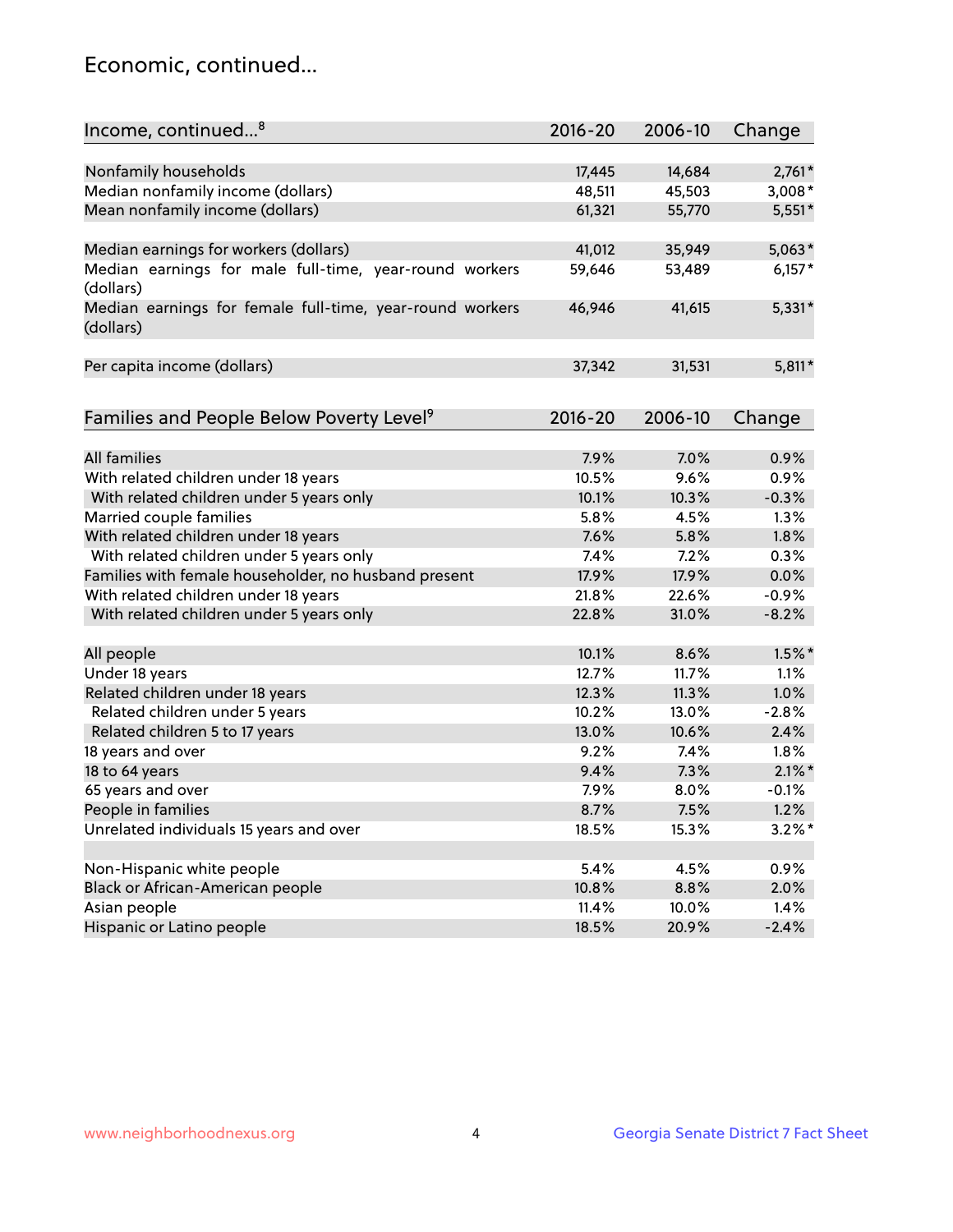## Economic, continued...

| Income, continued...[8] | 2016-20 | 2006-10 | Change |
|---|---|---|---|
| Nonfamily households | 17,445 | 14,684 | 2,761* |
| Median nonfamily income (dollars) | 48,511 | 45,503 | 3,008* |
| Mean nonfamily income (dollars) | 61,321 | 55,770 | 5,551* |
| Median earnings for workers (dollars) | 41,012 | 35,949 | 5,063* |
| Median earnings for male full-time, year-round workers (dollars) | 59,646 | 53,489 | 6,157* |
| Median earnings for female full-time, year-round workers (dollars) | 46,946 | 41,615 | 5,331* |
| Per capita income (dollars) | 37,342 | 31,531 | 5,811* |

| Families and People Below Poverty Level[9] | 2016-20 | 2006-10 | Change |
|---|---|---|---|
| All families | 7.9% | 7.0% | 0.9% |
| With related children under 18 years | 10.5% | 9.6% | 0.9% |
| With related children under 5 years only | 10.1% | 10.3% | -0.3% |
| Married couple families | 5.8% | 4.5% | 1.3% |
| With related children under 18 years | 7.6% | 5.8% | 1.8% |
| With related children under 5 years only | 7.4% | 7.2% | 0.3% |
| Families with female householder, no husband present | 17.9% | 17.9% | 0.0% |
| With related children under 18 years | 21.8% | 22.6% | -0.9% |
| With related children under 5 years only | 22.8% | 31.0% | -8.2% |
| All people | 10.1% | 8.6% | 1.5%* |
| Under 18 years | 12.7% | 11.7% | 1.1% |
| Related children under 18 years | 12.3% | 11.3% | 1.0% |
| Related children under 5 years | 10.2% | 13.0% | -2.8% |
| Related children 5 to 17 years | 13.0% | 10.6% | 2.4% |
| 18 years and over | 9.2% | 7.4% | 1.8% |
| 18 to 64 years | 9.4% | 7.3% | 2.1%* |
| 65 years and over | 7.9% | 8.0% | -0.1% |
| People in families | 8.7% | 7.5% | 1.2% |
| Unrelated individuals 15 years and over | 18.5% | 15.3% | 3.2%* |
| Non-Hispanic white people | 5.4% | 4.5% | 0.9% |
| Black or African-American people | 10.8% | 8.8% | 2.0% |
| Asian people | 11.4% | 10.0% | 1.4% |
| Hispanic or Latino people | 18.5% | 20.9% | -2.4% |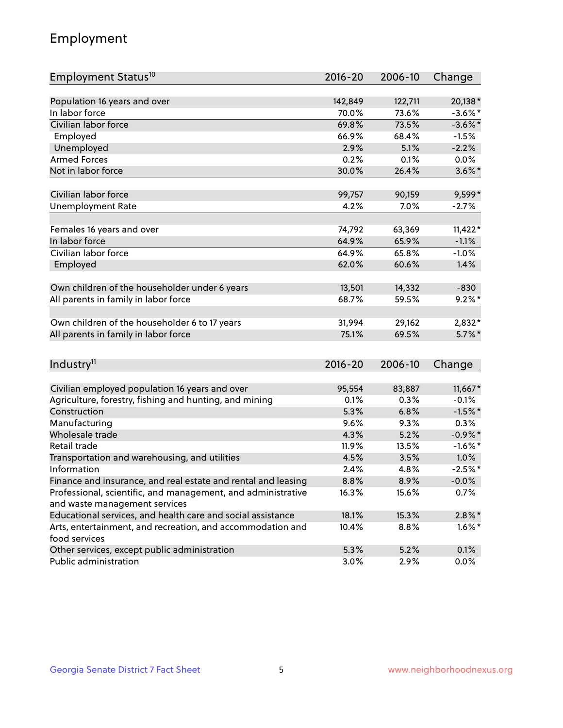## Employment

| Employment Status[10] | 2016-20 | 2006-10 | Change |
|---|---|---|---|
| Population 16 years and over | 142,849 | 122,711 | 20,138* |
| In labor force | 70.0% | 73.6% | -3.6%* |
| Civilian labor force | 69.8% | 73.5% | -3.6%* |
| Employed | 66.9% | 68.4% | -1.5% |
| Unemployed | 2.9% | 5.1% | -2.2% |
| Armed Forces | 0.2% | 0.1% | 0.0% |
| Not in labor force | 30.0% | 26.4% | 3.6%* |
| | | | |
| Civilian labor force | 99,757 | 90,159 | 9,599* |
| Unemployment Rate | 4.2% | 7.0% | -2.7% |
| | | | |
| Females 16 years and over | 74,792 | 63,369 | 11,422* |
| In labor force | 64.9% | 65.9% | -1.1% |
| Civilian labor force | 64.9% | 65.8% | -1.0% |
| Employed | 62.0% | 60.6% | 1.4% |
| | | | |
| Own children of the householder under 6 years | 13,501 | 14,332 | -830 |
| All parents in family in labor force | 68.7% | 59.5% | 9.2%* |
| | | | |
| Own children of the householder 6 to 17 years | 31,994 | 29,162 | 2,832* |
| All parents in family in labor force | 75.1% | 69.5% | 5.7%* |

| Industry[11] | 2016-20 | 2006-10 | Change |
|---|---|---|---|
| Civilian employed population 16 years and over | 95,554 | 83,887 | 11,667* |
| Agriculture, forestry, fishing and hunting, and mining | 0.1% | 0.3% | -0.1% |
| Construction | 5.3% | 6.8% | -1.5%* |
| Manufacturing | 9.6% | 9.3% | 0.3% |
| Wholesale trade | 4.3% | 5.2% | -0.9%* |
| Retail trade | 11.9% | 13.5% | -1.6%* |
| Transportation and warehousing, and utilities | 4.5% | 3.5% | 1.0% |
| Information | 2.4% | 4.8% | -2.5%* |
| Finance and insurance, and real estate and rental and leasing | 8.8% | 8.9% | -0.0% |
| Professional, scientific, and management, and administrative and waste management services | 16.3% | 15.6% | 0.7% |
| Educational services, and health care and social assistance | 18.1% | 15.3% | 2.8%* |
| Arts, entertainment, and recreation, and accommodation and food services | 10.4% | 8.8% | 1.6%* |
| Other services, except public administration | 5.3% | 5.2% | 0.1% |
| Public administration | 3.0% | 2.9% | 0.0% |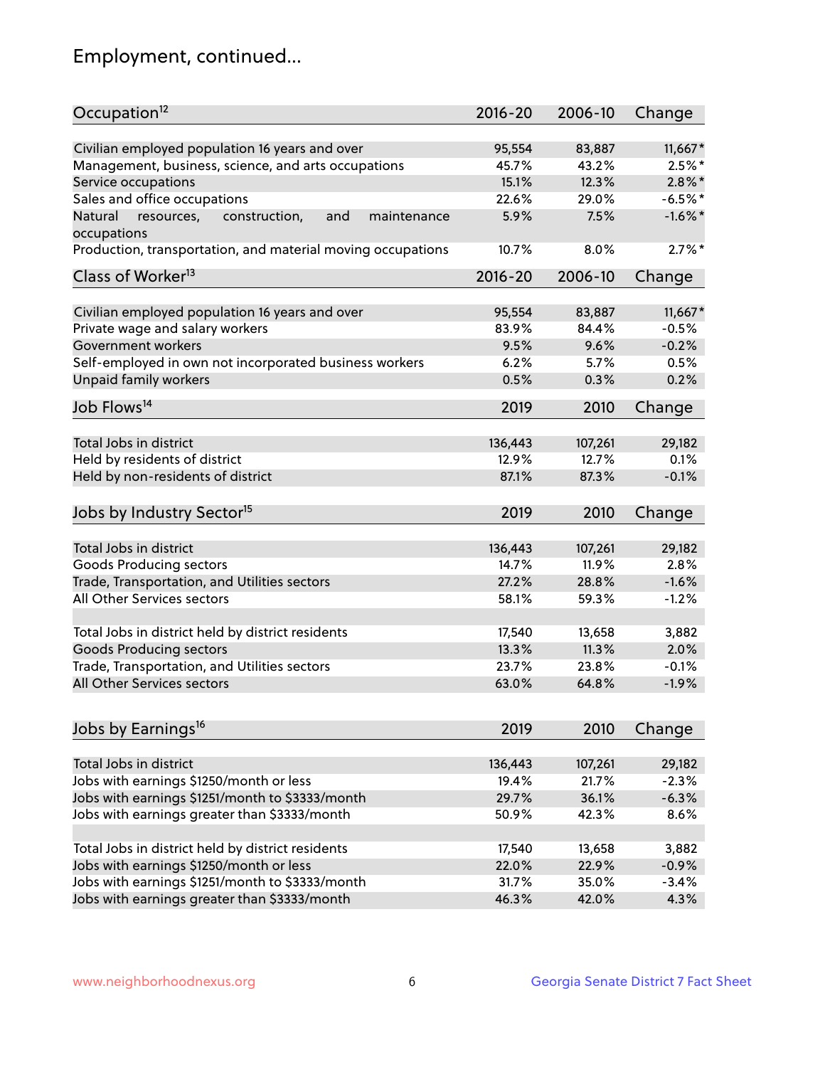# Employment, continued...

| Occupation[12] | 2016-20 | 2006-10 | Change |
|---|---|---|---|
| Civilian employed population 16 years and over | 95,554 | 83,887 | 11,667* |
| Management, business, science, and arts occupations | 45.7% | 43.2% | 2.5%* |
| Service occupations | 15.1% | 12.3% | 2.8%* |
| Sales and office occupations | 22.6% | 29.0% | -6.5%* |
| Natural resources, construction, and maintenance occupations | 5.9% | 7.5% | -1.6%* |
| Production, transportation, and material moving occupations | 10.7% | 8.0% | 2.7%* |

| Class of Worker[13] | 2016-20 | 2006-10 | Change |
|---|---|---|---|
| Civilian employed population 16 years and over | 95,554 | 83,887 | 11,667* |
| Private wage and salary workers | 83.9% | 84.4% | -0.5% |
| Government workers | 9.5% | 9.6% | -0.2% |
| Self-employed in own not incorporated business workers | 6.2% | 5.7% | 0.5% |
| Unpaid family workers | 0.5% | 0.3% | 0.2% |

| Job Flows[14] | 2019 | 2010 | Change |
|---|---|---|---|
| Total Jobs in district | 136,443 | 107,261 | 29,182 |
| Held by residents of district | 12.9% | 12.7% | 0.1% |
| Held by non-residents of district | 87.1% | 87.3% | -0.1% |

| Jobs by Industry Sector[15] | 2019 | 2010 | Change |
|---|---|---|---|
| Total Jobs in district | 136,443 | 107,261 | 29,182 |
| Goods Producing sectors | 14.7% | 11.9% | 2.8% |
| Trade, Transportation, and Utilities sectors | 27.2% | 28.8% | -1.6% |
| All Other Services sectors | 58.1% | 59.3% | -1.2% |
| | | | |
| Total Jobs in district held by district residents | 17,540 | 13,658 | 3,882 |
| Goods Producing sectors | 13.3% | 11.3% | 2.0% |
| Trade, Transportation, and Utilities sectors | 23.7% | 23.8% | -0.1% |
| All Other Services sectors | 63.0% | 64.8% | -1.9% |

| Jobs by Earnings[16] | 2019 | 2010 | Change |
|---|---|---|---|
| Total Jobs in district | 136,443 | 107,261 | 29,182 |
| Jobs with earnings $1250/month or less | 19.4% | 21.7% | -2.3% |
| Jobs with earnings $1251/month to $3333/month | 29.7% | 36.1% | -6.3% |
| Jobs with earnings greater than $3333/month | 50.9% | 42.3% | 8.6% |
| | | | |
| Total Jobs in district held by district residents | 17,540 | 13,658 | 3,882 |
| Jobs with earnings $1250/month or less | 22.0% | 22.9% | -0.9% |
| Jobs with earnings $1251/month to $3333/month | 31.7% | 35.0% | -3.4% |
| Jobs with earnings greater than $3333/month | 46.3% | 42.0% | 4.3% |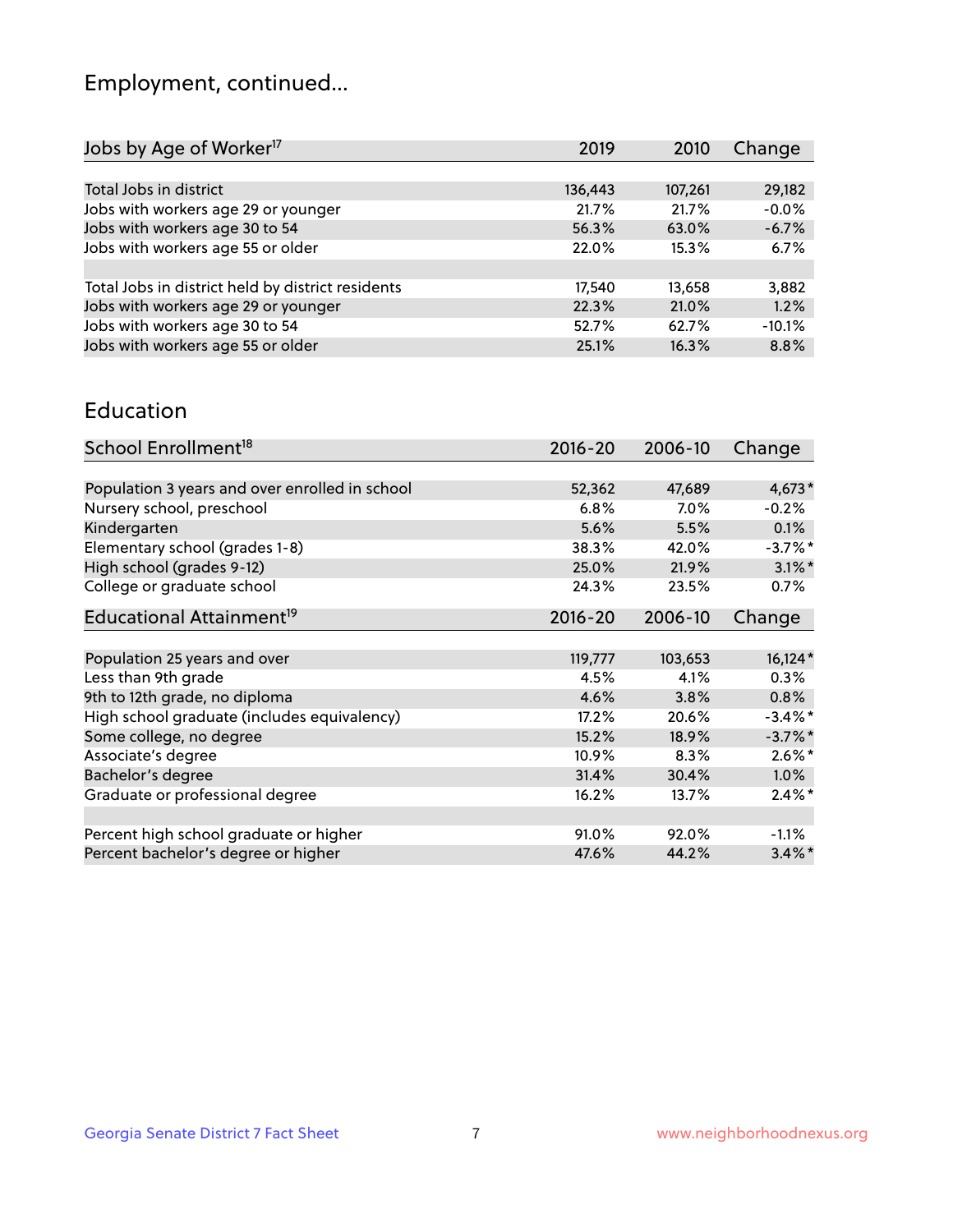# Employment, continued...

| Jobs by Age of Worker[17] | 2019 | 2010 | Change |
|---|---|---|---|
| Total Jobs in district | 136,443 | 107,261 | 29,182 |
| Jobs with workers age 29 or younger | 21.7% | 21.7% | -0.0% |
| Jobs with workers age 30 to 54 | 56.3% | 63.0% | -6.7% |
| Jobs with workers age 55 or older | 22.0% | 15.3% | 6.7% |
| | | | |
| Total Jobs in district held by district residents | 17,540 | 13,658 | 3,882 |
| Jobs with workers age 29 or younger | 22.3% | 21.0% | 1.2% |
| Jobs with workers age 30 to 54 | 52.7% | 62.7% | -10.1% |
| Jobs with workers age 55 or older | 25.1% | 16.3% | 8.8% |

## Education

| School Enrollment[18] | 2016-20 | 2006-10 | Change |
|---|---|---|---|
| Population 3 years and over enrolled in school | 52,362 | 47,689 | 4,673* |
| Nursery school, preschool | 6.8% | 7.0% | -0.2% |
| Kindergarten | 5.6% | 5.5% | 0.1% |
| Elementary school (grades 1-8) | 38.3% | 42.0% | -3.7%* |
| High school (grades 9-12) | 25.0% | 21.9% | 3.1%* |
| College or graduate school | 24.3% | 23.5% | 0.7% |

| Educational Attainment[19] | 2016-20 | 2006-10 | Change |
|---|---|---|---|
| Population 25 years and over | 119,777 | 103,653 | 16,124* |
| Less than 9th grade | 4.5% | 4.1% | 0.3% |
| 9th to 12th grade, no diploma | 4.6% | 3.8% | 0.8% |
| High school graduate (includes equivalency) | 17.2% | 20.6% | -3.4%* |
| Some college, no degree | 15.2% | 18.9% | -3.7%* |
| Associate's degree | 10.9% | 8.3% | 2.6%* |
| Bachelor's degree | 31.4% | 30.4% | 1.0% |
| Graduate or professional degree | 16.2% | 13.7% | 2.4%* |
| | | | |
| Percent high school graduate or higher | 91.0% | 92.0% | -1.1% |
| Percent bachelor's degree or higher | 47.6% | 44.2% | 3.4%* |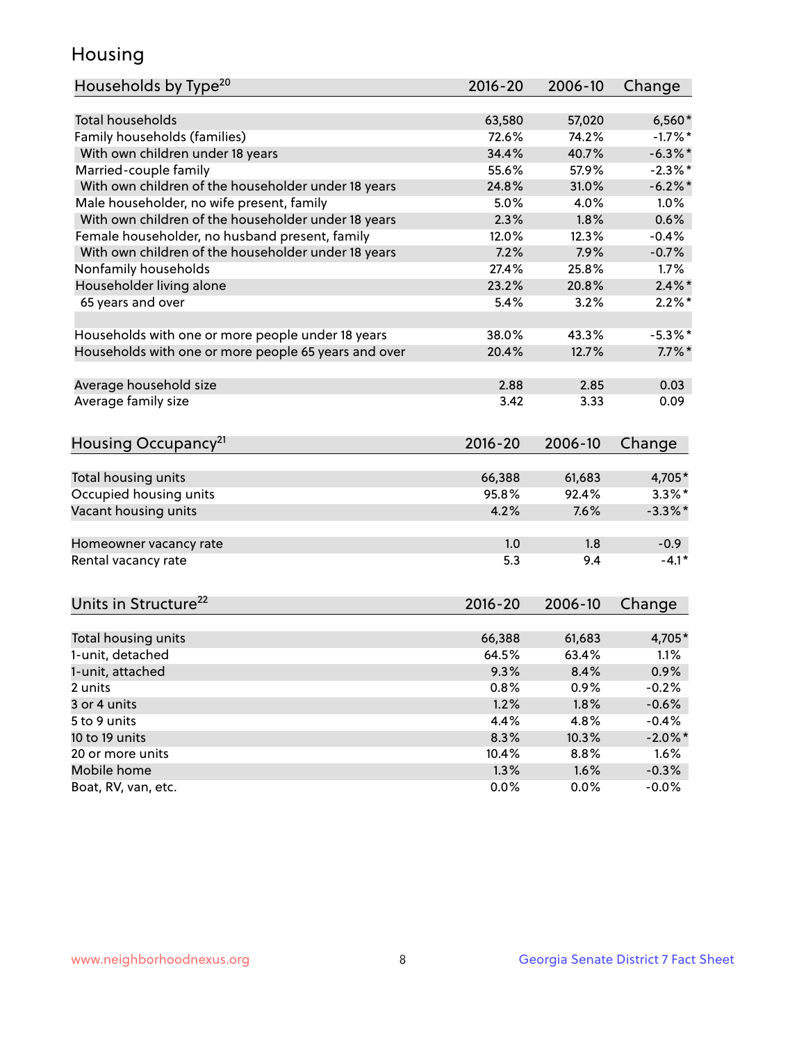# Housing

| Households by Type[20] | 2016-20 | 2006-10 | Change |
|---|---|---|---|
| Total households | 63,580 | 57,020 | 6,560* |
| Family households (families) | 72.6% | 74.2% | -1.7%* |
| With own children under 18 years | 34.4% | 40.7% | -6.3%* |
| Married-couple family | 55.6% | 57.9% | -2.3%* |
| With own children of the householder under 18 years | 24.8% | 31.0% | -6.2%* |
| Male householder, no wife present, family | 5.0% | 4.0% | 1.0% |
| With own children of the householder under 18 years | 2.3% | 1.8% | 0.6% |
| Female householder, no husband present, family | 12.0% | 12.3% | -0.4% |
| With own children of the householder under 18 years | 7.2% | 7.9% | -0.7% |
| Nonfamily households | 27.4% | 25.8% | 1.7% |
| Householder living alone | 23.2% | 20.8% | 2.4%* |
| 65 years and over | 5.4% | 3.2% | 2.2%* |
| | | | |
| Households with one or more people under 18 years | 38.0% | 43.3% | -5.3%* |
| Households with one or more people 65 years and over | 20.4% | 12.7% | 7.7%* |
| | | | |
| Average household size | 2.88 | 2.85 | 0.03 |
| Average family size | 3.42 | 3.33 | 0.09 |

| Housing Occupancy[21] | 2016-20 | 2006-10 | Change |
|---|---|---|---|
| Total housing units | 66,388 | 61,683 | 4,705* |
| Occupied housing units | 95.8% | 92.4% | 3.3%* |
| Vacant housing units | 4.2% | 7.6% | -3.3%* |
| | | | |
| Homeowner vacancy rate | 1.0 | 1.8 | -0.9 |
| Rental vacancy rate | 5.3 | 9.4 | -4.1* |

| Units in Structure[22] | 2016-20 | 2006-10 | Change |
|---|---|---|---|
| Total housing units | 66,388 | 61,683 | 4,705* |
| 1-unit, detached | 64.5% | 63.4% | 1.1% |
| 1-unit, attached | 9.3% | 8.4% | 0.9% |
| 2 units | 0.8% | 0.9% | -0.2% |
| 3 or 4 units | 1.2% | 1.8% | -0.6% |
| 5 to 9 units | 4.4% | 4.8% | -0.4% |
| 10 to 19 units | 8.3% | 10.3% | -2.0%* |
| 20 or more units | 10.4% | 8.8% | 1.6% |
| Mobile home | 1.3% | 1.6% | -0.3% |
| Boat, RV, van, etc. | 0.0% | 0.0% | -0.0% |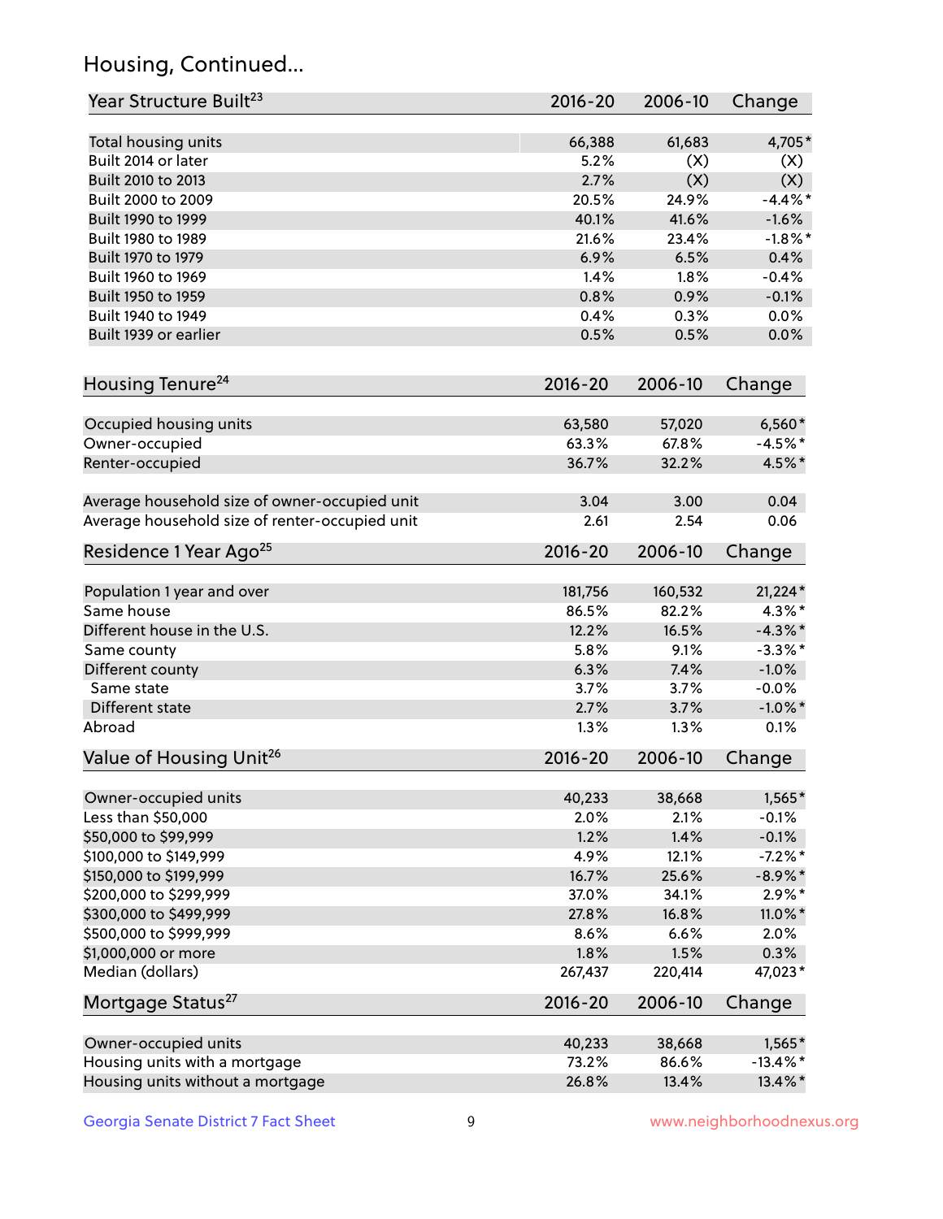## Housing, Continued...

| Year Structure Built[23] | 2016-20 | 2006-10 | Change |
|---|---|---|---|
| Total housing units | 66,388 | 61,683 | 4,705* |
| Built 2014 or later | 5.2% | (X) | (X) |
| Built 2010 to 2013 | 2.7% | (X) | (X) |
| Built 2000 to 2009 | 20.5% | 24.9% | -4.4%* |
| Built 1990 to 1999 | 40.1% | 41.6% | -1.6% |
| Built 1980 to 1989 | 21.6% | 23.4% | -1.8%* |
| Built 1970 to 1979 | 6.9% | 6.5% | 0.4% |
| Built 1960 to 1969 | 1.4% | 1.8% | -0.4% |
| Built 1950 to 1959 | 0.8% | 0.9% | -0.1% |
| Built 1940 to 1949 | 0.4% | 0.3% | 0.0% |
| Built 1939 or earlier | 0.5% | 0.5% | 0.0% |

| Housing Tenure[24] | 2016-20 | 2006-10 | Change |
|---|---|---|---|
| Occupied housing units | 63,580 | 57,020 | 6,560* |
| Owner-occupied | 63.3% | 67.8% | -4.5%* |
| Renter-occupied | 36.7% | 32.2% | 4.5%* |
| Average household size of owner-occupied unit | 3.04 | 3.00 | 0.04 |
| Average household size of renter-occupied unit | 2.61 | 2.54 | 0.06 |

| Residence 1 Year Ago[25] | 2016-20 | 2006-10 | Change |
|---|---|---|---|
| Population 1 year and over | 181,756 | 160,532 | 21,224* |
| Same house | 86.5% | 82.2% | 4.3%* |
| Different house in the U.S. | 12.2% | 16.5% | -4.3%* |
| Same county | 5.8% | 9.1% | -3.3%* |
| Different county | 6.3% | 7.4% | -1.0% |
| Same state | 3.7% | 3.7% | -0.0% |
| Different state | 2.7% | 3.7% | -1.0%* |
| Abroad | 1.3% | 1.3% | 0.1% |

| Value of Housing Unit[26] | 2016-20 | 2006-10 | Change |
|---|---|---|---|
| Owner-occupied units | 40,233 | 38,668 | 1,565* |
| Less than $50,000 | 2.0% | 2.1% | -0.1% |
| $50,000 to $99,999 | 1.2% | 1.4% | -0.1% |
| $100,000 to $149,999 | 4.9% | 12.1% | -7.2%* |
| $150,000 to $199,999 | 16.7% | 25.6% | -8.9%* |
| $200,000 to $299,999 | 37.0% | 34.1% | 2.9%* |
| $300,000 to $499,999 | 27.8% | 16.8% | 11.0%* |
| $500,000 to $999,999 | 8.6% | 6.6% | 2.0% |
| $1,000,000 or more | 1.8% | 1.5% | 0.3% |
| Median (dollars) | 267,437 | 220,414 | 47,023* |

| Mortgage Status[27] | 2016-20 | 2006-10 | Change |
|---|---|---|---|
| Owner-occupied units | 40,233 | 38,668 | 1,565* |
| Housing units with a mortgage | 73.2% | 86.6% | -13.4%* |
| Housing units without a mortgage | 26.8% | 13.4% | 13.4%* |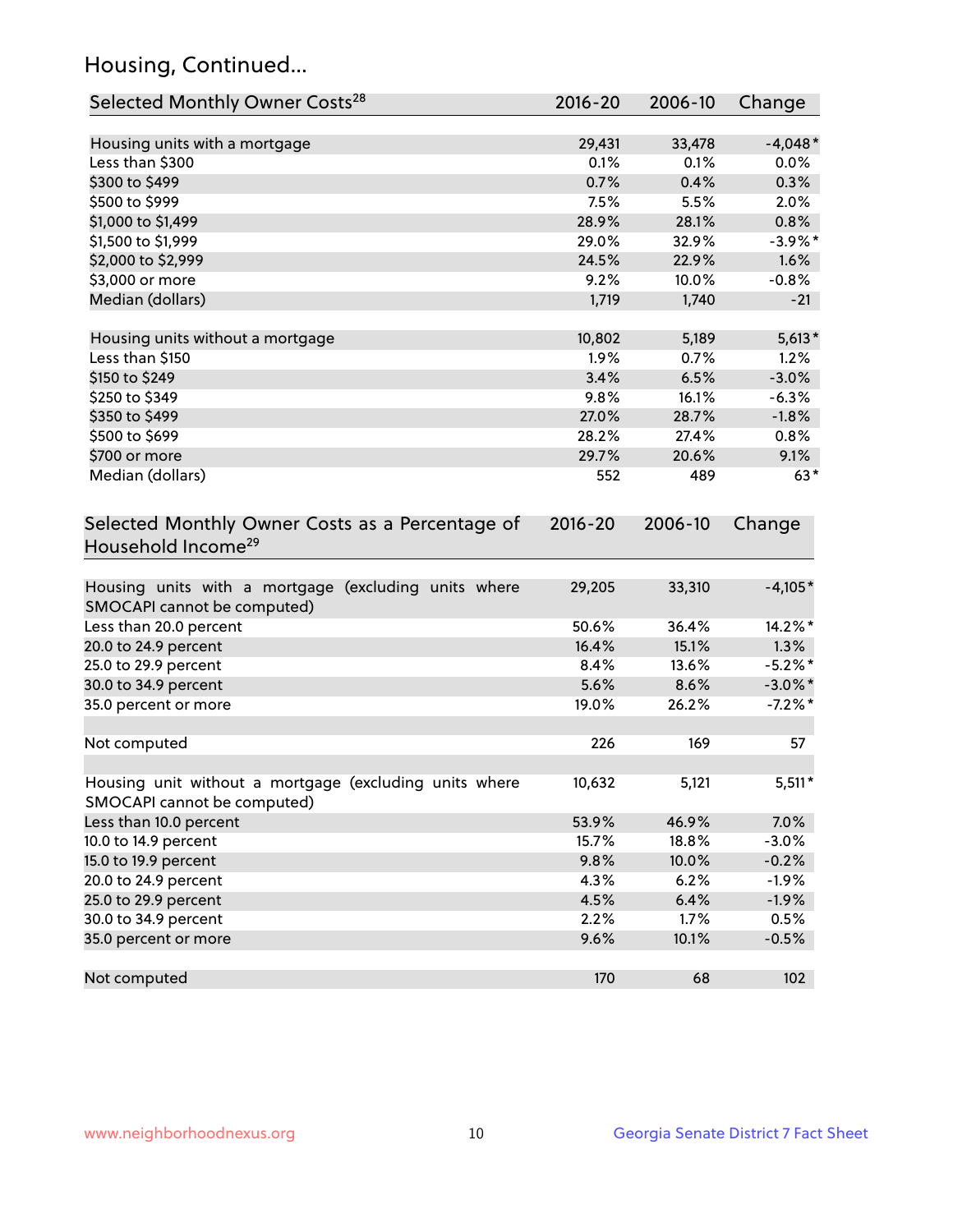## Housing, Continued...

| Selected Monthly Owner Costs[28] | 2016-20 | 2006-10 | Change |
|---|---|---|---|
| Housing units with a mortgage | 29,431 | 33,478 | -4,048* |
| Less than $300 | 0.1% | 0.1% | 0.0% |
| $300 to $499 | 0.7% | 0.4% | 0.3% |
| $500 to $999 | 7.5% | 5.5% | 2.0% |
| $1,000 to $1,499 | 28.9% | 28.1% | 0.8% |
| $1,500 to $1,999 | 29.0% | 32.9% | -3.9%* |
| $2,000 to $2,999 | 24.5% | 22.9% | 1.6% |
| $3,000 or more | 9.2% | 10.0% | -0.8% |
| Median (dollars) | 1,719 | 1,740 | -21 |
| Housing units without a mortgage | 10,802 | 5,189 | 5,613* |
| Less than $150 | 1.9% | 0.7% | 1.2% |
| $150 to $249 | 3.4% | 6.5% | -3.0% |
| $250 to $349 | 9.8% | 16.1% | -6.3% |
| $350 to $499 | 27.0% | 28.7% | -1.8% |
| $500 to $699 | 28.2% | 27.4% | 0.8% |
| $700 or more | 29.7% | 20.6% | 9.1% |
| Median (dollars) | 552 | 489 | 63* |

| Selected Monthly Owner Costs as a Percentage of Household Income[29] | 2016-20 | 2006-10 | Change |
|---|---|---|---|
| Housing units with a mortgage (excluding units where SMOCAPI cannot be computed) | 29,205 | 33,310 | -4,105* |
| Less than 20.0 percent | 50.6% | 36.4% | 14.2%* |
| 20.0 to 24.9 percent | 16.4% | 15.1% | 1.3% |
| 25.0 to 29.9 percent | 8.4% | 13.6% | -5.2%* |
| 30.0 to 34.9 percent | 5.6% | 8.6% | -3.0%* |
| 35.0 percent or more | 19.0% | 26.2% | -7.2%* |
| Not computed | 226 | 169 | 57 |
| Housing unit without a mortgage (excluding units where SMOCAPI cannot be computed) | 10,632 | 5,121 | 5,511* |
| Less than 10.0 percent | 53.9% | 46.9% | 7.0% |
| 10.0 to 14.9 percent | 15.7% | 18.8% | -3.0% |
| 15.0 to 19.9 percent | 9.8% | 10.0% | -0.2% |
| 20.0 to 24.9 percent | 4.3% | 6.2% | -1.9% |
| 25.0 to 29.9 percent | 4.5% | 6.4% | -1.9% |
| 30.0 to 34.9 percent | 2.2% | 1.7% | 0.5% |
| 35.0 percent or more | 9.6% | 10.1% | -0.5% |
| Not computed | 170 | 68 | 102 |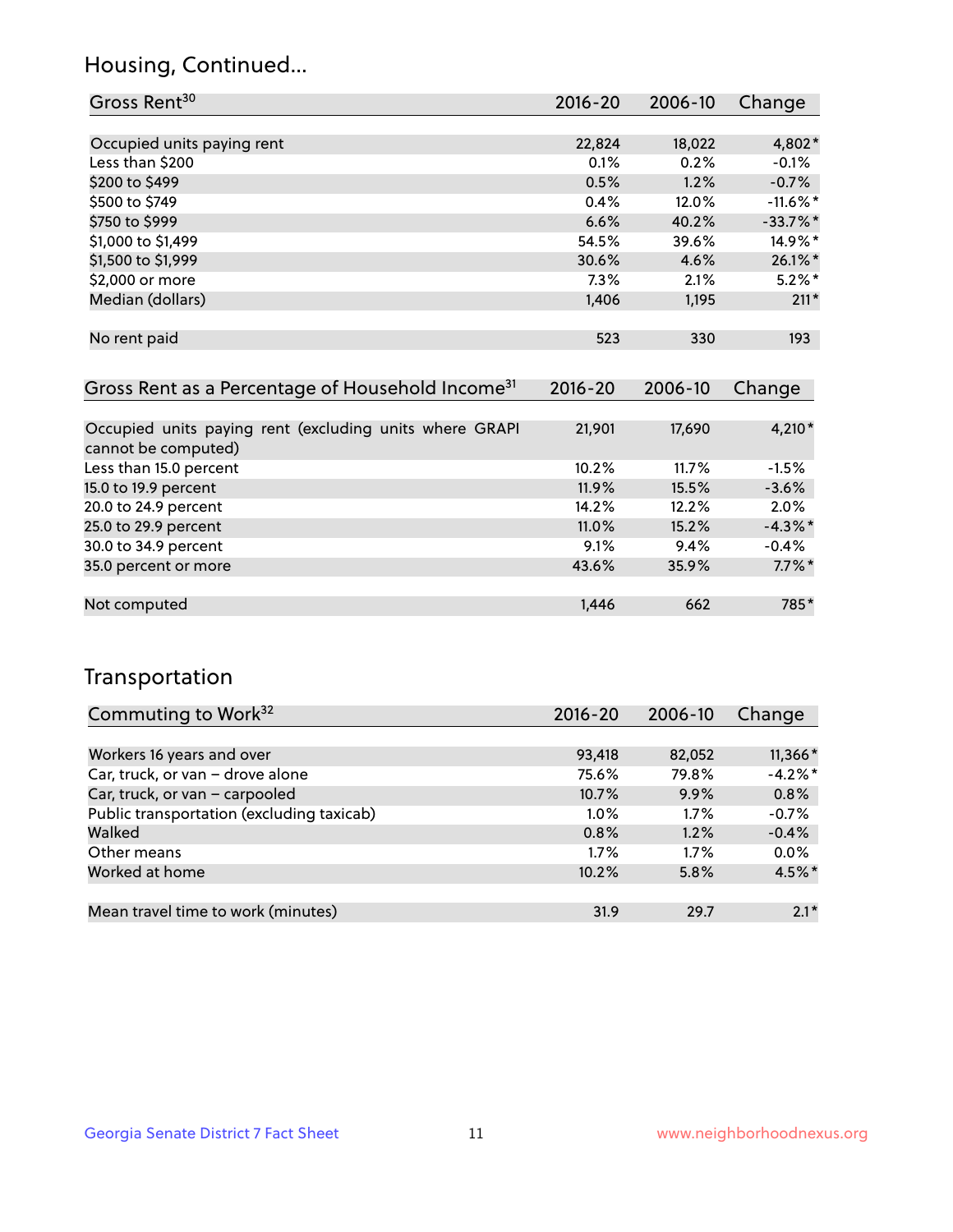## Housing, Continued...

| Gross Rent[30] | 2016-20 | 2006-10 | Change |
|---|---|---|---|
| Occupied units paying rent | 22,824 | 18,022 | 4,802* |
| Less than $200 | 0.1% | 0.2% | -0.1% |
| $200 to $499 | 0.5% | 1.2% | -0.7% |
| $500 to $749 | 0.4% | 12.0% | -11.6%* |
| $750 to $999 | 6.6% | 40.2% | -33.7%* |
| $1,000 to $1,499 | 54.5% | 39.6% | 14.9%* |
| $1,500 to $1,999 | 30.6% | 4.6% | 26.1%* |
| $2,000 or more | 7.3% | 2.1% | 5.2%* |
| Median (dollars) | 1,406 | 1,195 | 211* |
| No rent paid | 523 | 330 | 193 |

| Gross Rent as a Percentage of Household Income[31] | 2016-20 | 2006-10 | Change |
|---|---|---|---|
| Occupied units paying rent (excluding units where GRAPI cannot be computed) | 21,901 | 17,690 | 4,210* |
| Less than 15.0 percent | 10.2% | 11.7% | -1.5% |
| 15.0 to 19.9 percent | 11.9% | 15.5% | -3.6% |
| 20.0 to 24.9 percent | 14.2% | 12.2% | 2.0% |
| 25.0 to 29.9 percent | 11.0% | 15.2% | -4.3%* |
| 30.0 to 34.9 percent | 9.1% | 9.4% | -0.4% |
| 35.0 percent or more | 43.6% | 35.9% | 7.7%* |
| Not computed | 1,446 | 662 | 785* |

## Transportation

| Commuting to Work[32] | 2016-20 | 2006-10 | Change |
|---|---|---|---|
| Workers 16 years and over | 93,418 | 82,052 | 11,366* |
| Car, truck, or van – drove alone | 75.6% | 79.8% | -4.2%* |
| Car, truck, or van – carpooled | 10.7% | 9.9% | 0.8% |
| Public transportation (excluding taxicab) | 1.0% | 1.7% | -0.7% |
| Walked | 0.8% | 1.2% | -0.4% |
| Other means | 1.7% | 1.7% | 0.0% |
| Worked at home | 10.2% | 5.8% | 4.5%* |
| Mean travel time to work (minutes) | 31.9 | 29.7 | 2.1* |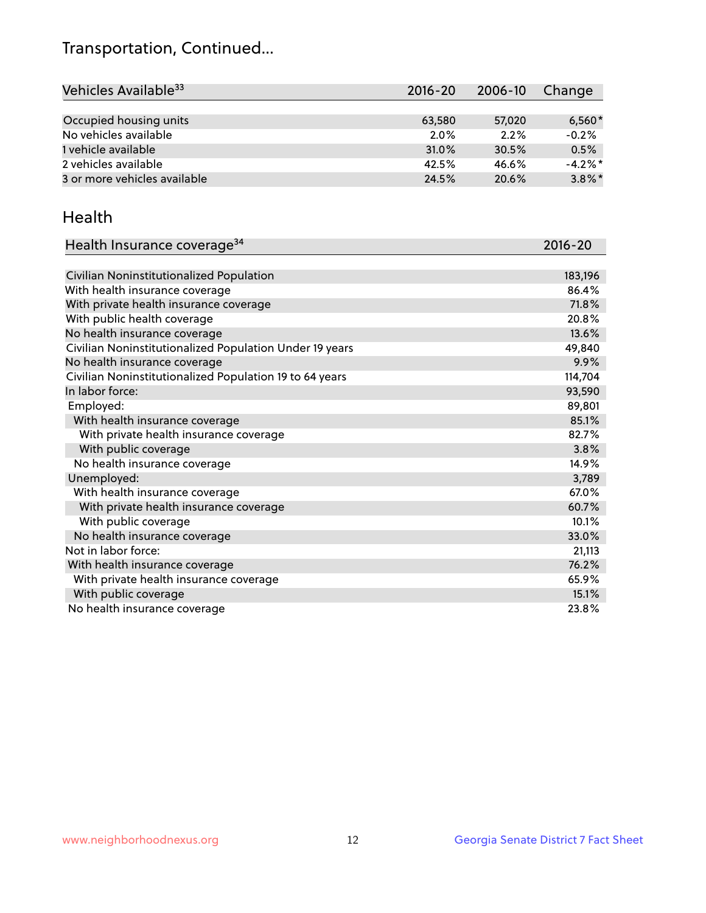# Transportation, Continued...

| Vehicles Available[33] | 2016-20 | 2006-10 | Change |
|---|---|---|---|
| Occupied housing units | 63,580 | 57,020 | 6,560* |
| No vehicles available | 2.0% | 2.2% | -0.2% |
| 1 vehicle available | 31.0% | 30.5% | 0.5% |
| 2 vehicles available | 42.5% | 46.6% | -4.2%* |
| 3 or more vehicles available | 24.5% | 20.6% | 3.8%* |

## Health

| Health Insurance coverage[34] | 2016-20 |
|---|---|
| Civilian Noninstitutionalized Population | 183,196 |
| With health insurance coverage | 86.4% |
| With private health insurance coverage | 71.8% |
| With public health coverage | 20.8% |
| No health insurance coverage | 13.6% |
| Civilian Noninstitutionalized Population Under 19 years | 49,840 |
| No health insurance coverage | 9.9% |
| Civilian Noninstitutionalized Population 19 to 64 years | 114,704 |
| In labor force: | 93,590 |
| Employed: | 89,801 |
| With health insurance coverage | 85.1% |
| With private health insurance coverage | 82.7% |
| With public coverage | 3.8% |
| No health insurance coverage | 14.9% |
| Unemployed: | 3,789 |
| With health insurance coverage | 67.0% |
| With private health insurance coverage | 60.7% |
| With public coverage | 10.1% |
| No health insurance coverage | 33.0% |
| Not in labor force: | 21,113 |
| With health insurance coverage | 76.2% |
| With private health insurance coverage | 65.9% |
| With public coverage | 15.1% |
| No health insurance coverage | 23.8% |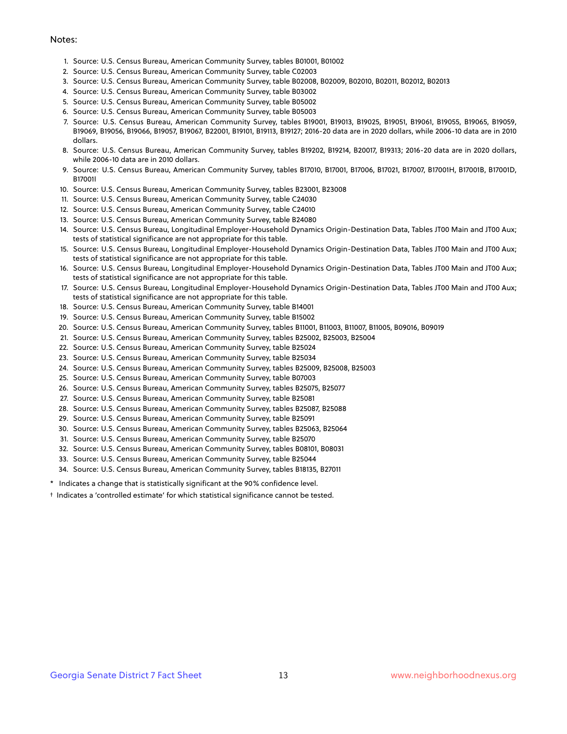Notes:

1. Source: U.S. Census Bureau, American Community Survey, tables B01001, B01002
2. Source: U.S. Census Bureau, American Community Survey, table C02003
3. Source: U.S. Census Bureau, American Community Survey, table B02008, B02009, B02010, B02011, B02012, B02013
4. Source: U.S. Census Bureau, American Community Survey, table B03002
5. Source: U.S. Census Bureau, American Community Survey, table B05002
6. Source: U.S. Census Bureau, American Community Survey, table B05003
7. Source: U.S. Census Bureau, American Community Survey, tables B19001, B19013, B19025, B19051, B19061, B19055, B19065, B19059, B19069, B19056, B19066, B19057, B19067, B22001, B19101, B19113, B19127; 2016-20 data are in 2020 dollars, while 2006-10 data are in 2010 dollars.
8. Source: U.S. Census Bureau, American Community Survey, tables B19202, B19214, B20017, B19313; 2016-20 data are in 2020 dollars, while 2006-10 data are in 2010 dollars.
9. Source: U.S. Census Bureau, American Community Survey, tables B17010, B17001, B17006, B17021, B17007, B17001H, B17001B, B17001D, B17001I
10. Source: U.S. Census Bureau, American Community Survey, tables B23001, B23008
11. Source: U.S. Census Bureau, American Community Survey, table C24030
12. Source: U.S. Census Bureau, American Community Survey, table C24010
13. Source: U.S. Census Bureau, American Community Survey, table B24080
14. Source: U.S. Census Bureau, Longitudinal Employer-Household Dynamics Origin-Destination Data, Tables JT00 Main and JT00 Aux; tests of statistical significance are not appropriate for this table.
15. Source: U.S. Census Bureau, Longitudinal Employer-Household Dynamics Origin-Destination Data, Tables JT00 Main and JT00 Aux; tests of statistical significance are not appropriate for this table.
16. Source: U.S. Census Bureau, Longitudinal Employer-Household Dynamics Origin-Destination Data, Tables JT00 Main and JT00 Aux; tests of statistical significance are not appropriate for this table.
17. Source: U.S. Census Bureau, Longitudinal Employer-Household Dynamics Origin-Destination Data, Tables JT00 Main and JT00 Aux; tests of statistical significance are not appropriate for this table.
18. Source: U.S. Census Bureau, American Community Survey, table B14001
19. Source: U.S. Census Bureau, American Community Survey, table B15002
20. Source: U.S. Census Bureau, American Community Survey, tables B11001, B11003, B11007, B11005, B09016, B09019
21. Source: U.S. Census Bureau, American Community Survey, tables B25002, B25003, B25004
22. Source: U.S. Census Bureau, American Community Survey, table B25024
23. Source: U.S. Census Bureau, American Community Survey, table B25034
24. Source: U.S. Census Bureau, American Community Survey, tables B25009, B25008, B25003
25. Source: U.S. Census Bureau, American Community Survey, table B07003
26. Source: U.S. Census Bureau, American Community Survey, tables B25075, B25077
27. Source: U.S. Census Bureau, American Community Survey, table B25081
28. Source: U.S. Census Bureau, American Community Survey, tables B25087, B25088
29. Source: U.S. Census Bureau, American Community Survey, table B25091
30. Source: U.S. Census Bureau, American Community Survey, tables B25063, B25064
31. Source: U.S. Census Bureau, American Community Survey, table B25070
32. Source: U.S. Census Bureau, American Community Survey, tables B08101, B08031
33. Source: U.S. Census Bureau, American Community Survey, table B25044
34. Source: U.S. Census Bureau, American Community Survey, tables B18135, B27011

\* Indicates a change that is statistically significant at the 90% confidence level.

† Indicates a 'controlled estimate' for which statistical significance cannot be tested.